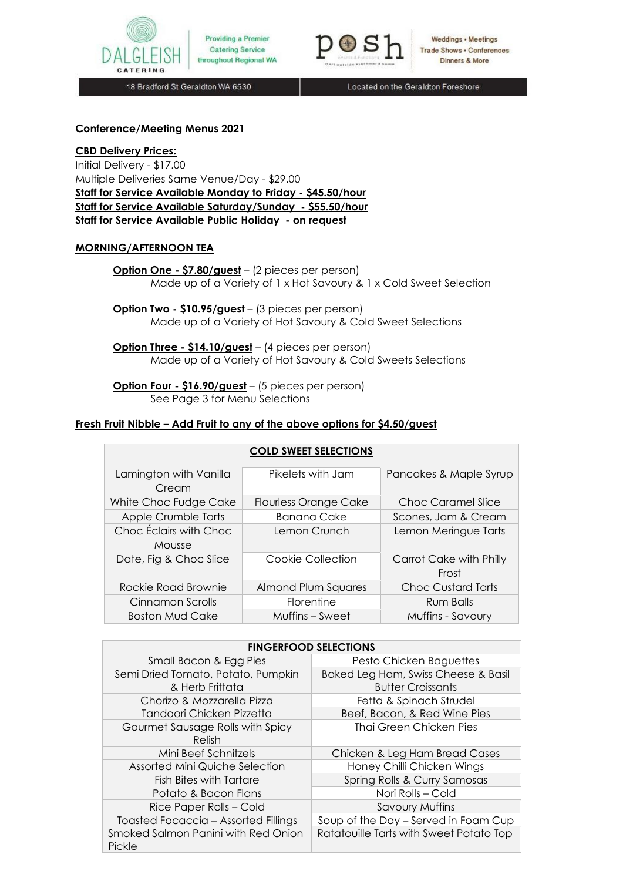DALGLEISH CATERING — Providing a Premier Catering Service throughout Regional WA

posh — Weddings • Meetings, Trade Shows • Conferences, Dinners & More

18 Bradford St Geraldton WA 6530 | Located on the Geraldton Foreshore

## Conference/Meeting Menus 2021

**CBD Delivery Prices:**

Initial Delivery - $17.00

Multiple Deliveries Same Venue/Day - $29.00

**Staff for Service Available Monday to Friday - $45.50/hour**

**Staff for Service Available Saturday/Sunday - $55.50/hour**

**Staff for Service Available Public Holiday - on request**

### MORNING/AFTERNOON TEA

**Option One - $7.80/guest** – (2 pieces per person)
Made up of a Variety of 1 x Hot Savoury & 1 x Cold Sweet Selection

**Option Two - $10.95/guest** – (3 pieces per person)
Made up of a Variety of Hot Savoury & Cold Sweet Selections

**Option Three - $14.10/guest** – (4 pieces per person)
Made up of a Variety of Hot Savoury & Cold Sweets Selections

**Option Four - $16.90/guest** – (5 pieces per person)
See Page 3 for Menu Selections

**Fresh Fruit Nibble – Add Fruit to any of the above options for $4.50/guest**

| COLD SWEET SELECTIONS | | |
|---|---|---|
| Lamington with Vanilla Cream | Pikelets with Jam | Pancakes & Maple Syrup |
| White Choc Fudge Cake | Flourless Orange Cake | Choc Caramel Slice |
| Apple Crumble Tarts | Banana Cake | Scones, Jam & Cream |
| Choc Éclairs with Choc Mousse | Lemon Crunch | Lemon Meringue Tarts |
| Date, Fig & Choc Slice | Cookie Collection | Carrot Cake with Philly Frost |
| Rockie Road Brownie | Almond Plum Squares | Choc Custard Tarts |
| Cinnamon Scrolls | Florentine | Rum Balls |
| Boston Mud Cake | Muffins – Sweet | Muffins - Savoury |

| FINGERFOOD SELECTIONS | |
|---|---|
| Small Bacon & Egg Pies | Pesto Chicken Baguettes |
| Semi Dried Tomato, Potato, Pumpkin & Herb Frittata | Baked Leg Ham, Swiss Cheese & Basil Butter Croissants |
| Chorizo & Mozzarella Pizza | Fetta & Spinach Strudel |
| Tandoori Chicken Pizzetta | Beef, Bacon, & Red Wine Pies |
| Gourmet Sausage Rolls with Spicy Relish | Thai Green Chicken Pies |
| Mini Beef Schnitzels | Chicken & Leg Ham Bread Cases |
| Assorted Mini Quiche Selection | Honey Chilli Chicken Wings |
| Fish Bites with Tartare | Spring Rolls & Curry Samosas |
| Potato & Bacon Flans | Nori Rolls – Cold |
| Rice Paper Rolls – Cold | Savoury Muffins |
| Toasted Focaccia – Assorted Fillings | Soup of the Day – Served in Foam Cup |
| Smoked Salmon Panini with Red Onion Pickle | Ratatouille Tarts with Sweet Potato Top |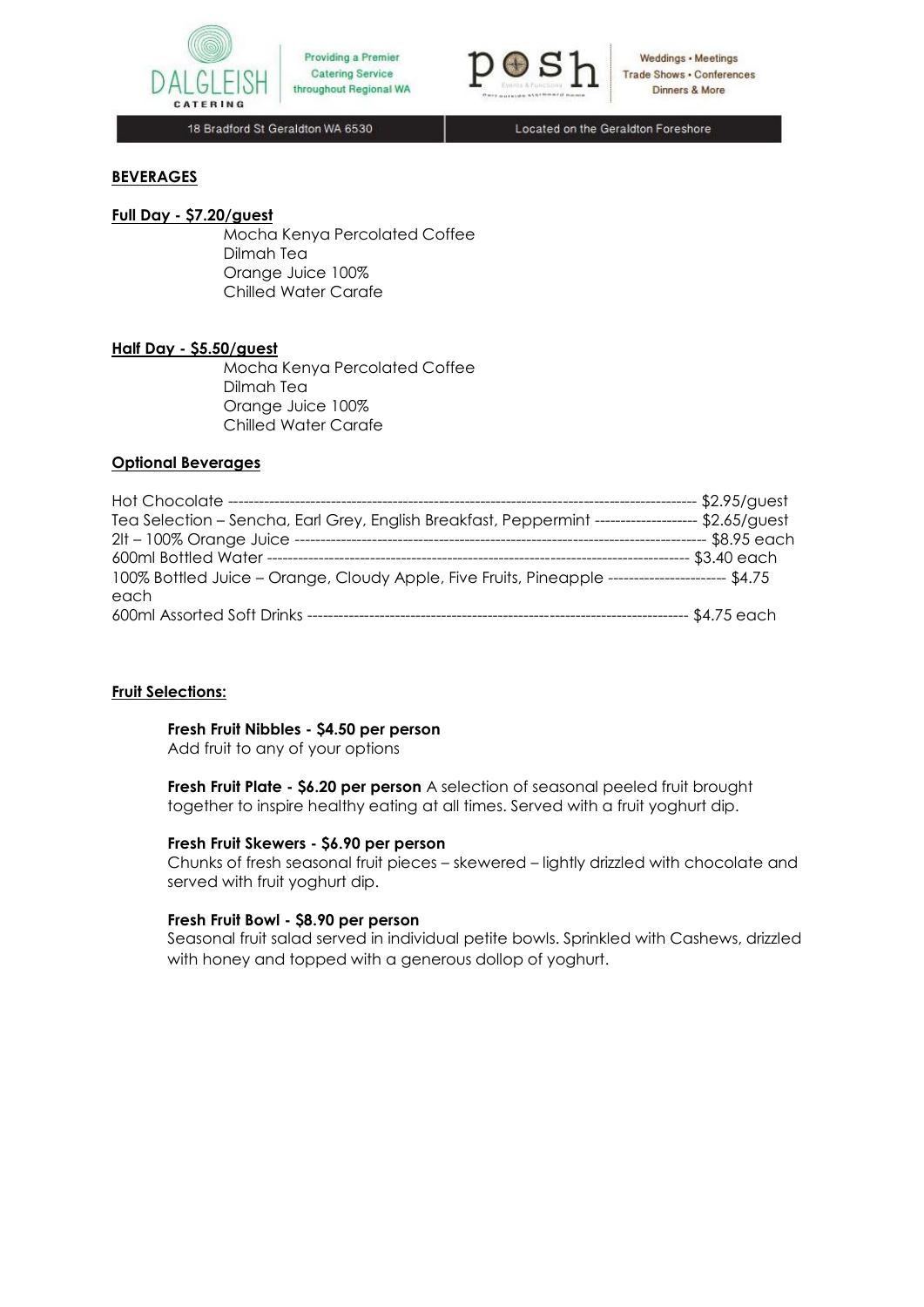## BEVERAGES

### Full Day - $7.20/guest

Mocha Kenya Percolated Coffee
Dilmah Tea
Orange Juice 100%
Chilled Water Carafe

### Half Day - $5.50/guest

Mocha Kenya Percolated Coffee
Dilmah Tea
Orange Juice 100%
Chilled Water Carafe

### Optional Beverages

Hot Chocolate ------------------------------------------------------------------------------------------ $2.95/guest
Tea Selection – Sencha, Earl Grey, English Breakfast, Peppermint -------------------- $2.65/guest
2lt – 100% Orange Juice -------------------------------------------------------------------------------- $8.95 each
600ml Bottled Water ---------------------------------------------------------------------------------- $3.40 each
100% Bottled Juice – Orange, Cloudy Apple, Five Fruits, Pineapple ---------------------- $4.75 each
600ml Assorted Soft Drinks ---------------------------------------------------------------------- $4.75 each

### Fruit Selections:

**Fresh Fruit Nibbles - $4.50 per person**
Add fruit to any of your options

**Fresh Fruit Plate - $6.20 per person** A selection of seasonal peeled fruit brought together to inspire healthy eating at all times. Served with a fruit yoghurt dip.

**Fresh Fruit Skewers - $6.90 per person**
Chunks of fresh seasonal fruit pieces – skewered – lightly drizzled with chocolate and served with fruit yoghurt dip.

**Fresh Fruit Bowl - $8.90 per person**
Seasonal fruit salad served in individual petite bowls. Sprinkled with Cashews, drizzled with honey and topped with a generous dollop of yoghurt.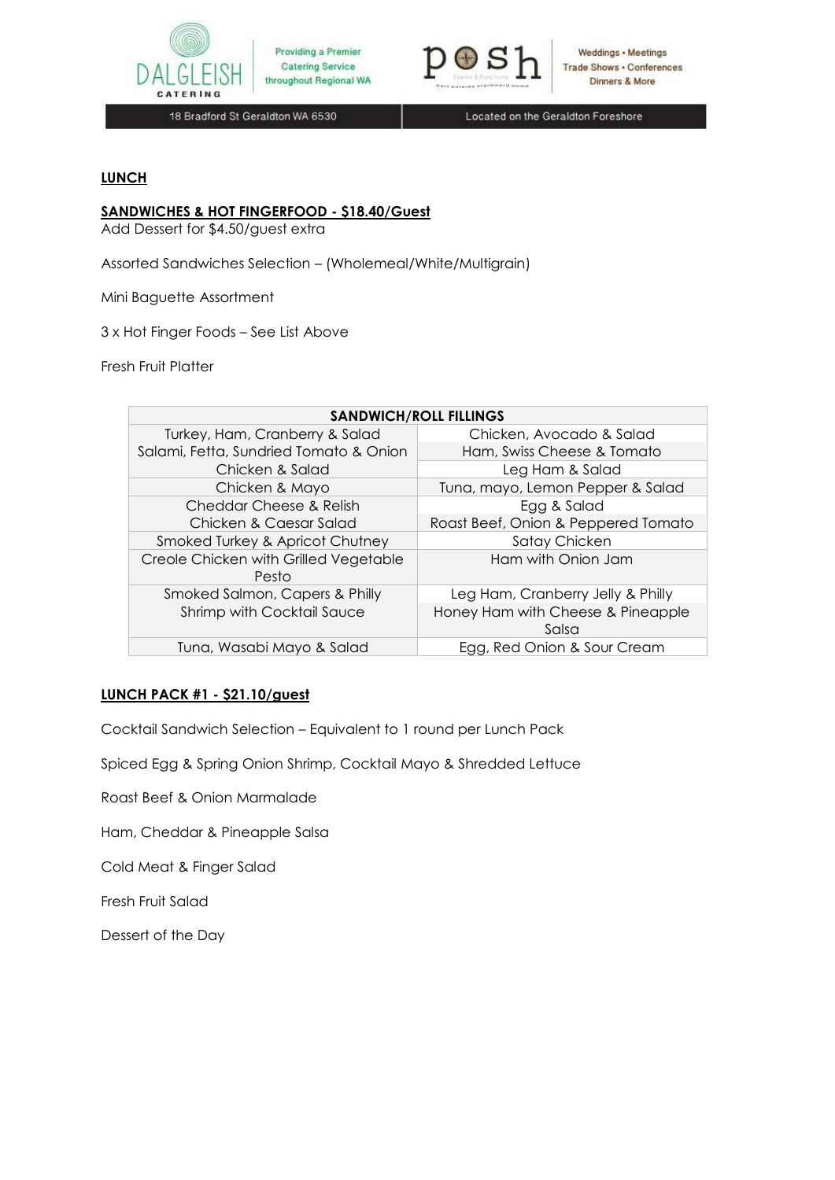## LUNCH

### SANDWICHES & HOT FINGERFOOD - $18.40/Guest

Add Dessert for $4.50/guest extra

Assorted Sandwiches Selection – (Wholemeal/White/Multigrain)

Mini Baguette Assortment

3 x Hot Finger Foods – See List Above

Fresh Fruit Platter

| SANDWICH/ROLL FILLINGS | |
|---|---|
| Turkey, Ham, Cranberry & Salad | Chicken, Avocado & Salad |
| Salami, Fetta, Sundried Tomato & Onion | Ham, Swiss Cheese & Tomato |
| Chicken & Salad | Leg Ham & Salad |
| Chicken & Mayo | Tuna, mayo, Lemon Pepper & Salad |
| Cheddar Cheese & Relish | Egg & Salad |
| Chicken & Caesar Salad | Roast Beef, Onion & Peppered Tomato |
| Smoked Turkey & Apricot Chutney | Satay Chicken |
| Creole Chicken with Grilled Vegetable Pesto | Ham with Onion Jam |
| Smoked Salmon, Capers & Philly | Leg Ham, Cranberry Jelly & Philly |
| Shrimp with Cocktail Sauce | Honey Ham with Cheese & Pineapple Salsa |
| Tuna, Wasabi Mayo & Salad | Egg, Red Onion & Sour Cream |

### LUNCH PACK #1 - $21.10/guest

Cocktail Sandwich Selection – Equivalent to 1 round per Lunch Pack

Spiced Egg & Spring Onion Shrimp, Cocktail Mayo & Shredded Lettuce

Roast Beef & Onion Marmalade

Ham, Cheddar & Pineapple Salsa

Cold Meat & Finger Salad

Fresh Fruit Salad

Dessert of the Day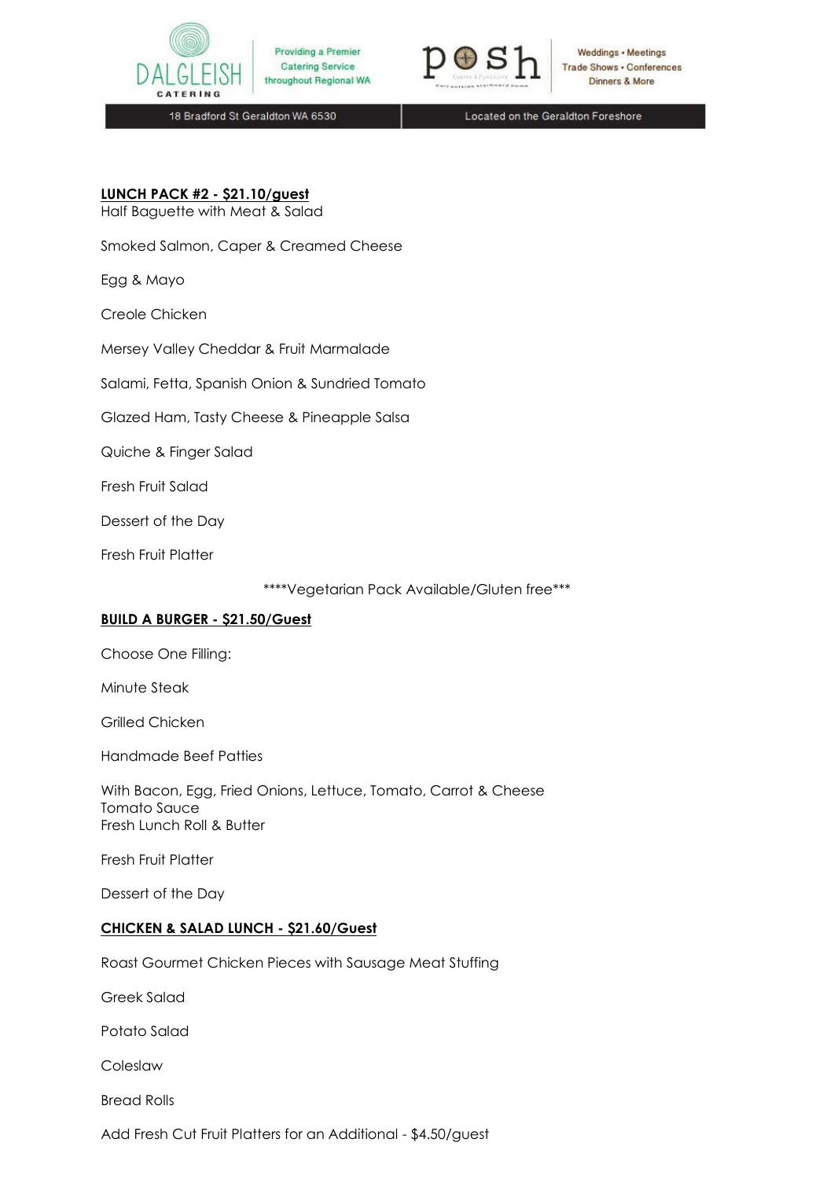**LUNCH PACK #2 - $21.10/guest**

Half Baguette with Meat & Salad

Smoked Salmon, Caper & Creamed Cheese

Egg & Mayo

Creole Chicken

Mersey Valley Cheddar & Fruit Marmalade

Salami, Fetta, Spanish Onion & Sundried Tomato

Glazed Ham, Tasty Cheese & Pineapple Salsa

Quiche & Finger Salad

Fresh Fruit Salad

Dessert of the Day

Fresh Fruit Platter

****Vegetarian Pack Available/Gluten free***

**BUILD A BURGER - $21.50/Guest**

Choose One Filling:

Minute Steak

Grilled Chicken

Handmade Beef Patties

With Bacon, Egg, Fried Onions, Lettuce, Tomato, Carrot & Cheese
Tomato Sauce
Fresh Lunch Roll & Butter

Fresh Fruit Platter

Dessert of the Day

**CHICKEN & SALAD LUNCH - $21.60/Guest**

Roast Gourmet Chicken Pieces with Sausage Meat Stuffing

Greek Salad

Potato Salad

Coleslaw

Bread Rolls

Add Fresh Cut Fruit Platters for an Additional - $4.50/guest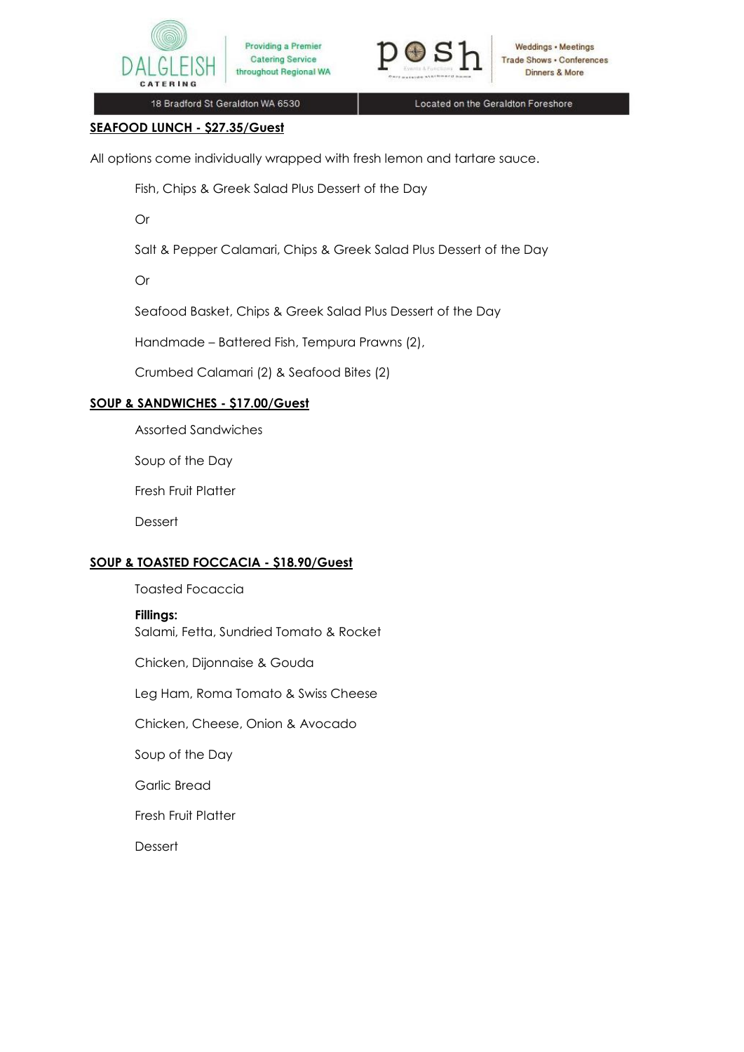## SEAFOOD LUNCH - $27.35/Guest

All options come individually wrapped with fresh lemon and tartare sauce.

Fish, Chips & Greek Salad Plus Dessert of the Day

Or

Salt & Pepper Calamari, Chips & Greek Salad Plus Dessert of the Day

Or

Seafood Basket, Chips & Greek Salad Plus Dessert of the Day

Handmade – Battered Fish, Tempura Prawns (2),

Crumbed Calamari (2) & Seafood Bites (2)

## SOUP & SANDWICHES - $17.00/Guest

Assorted Sandwiches

Soup of the Day

Fresh Fruit Platter

Dessert

## SOUP & TOASTED FOCCACIA - $18.90/Guest

Toasted Focaccia

**Fillings:**
Salami, Fetta, Sundried Tomato & Rocket

Chicken, Dijonnaise & Gouda

Leg Ham, Roma Tomato & Swiss Cheese

Chicken, Cheese, Onion & Avocado

Soup of the Day

Garlic Bread

Fresh Fruit Platter

Dessert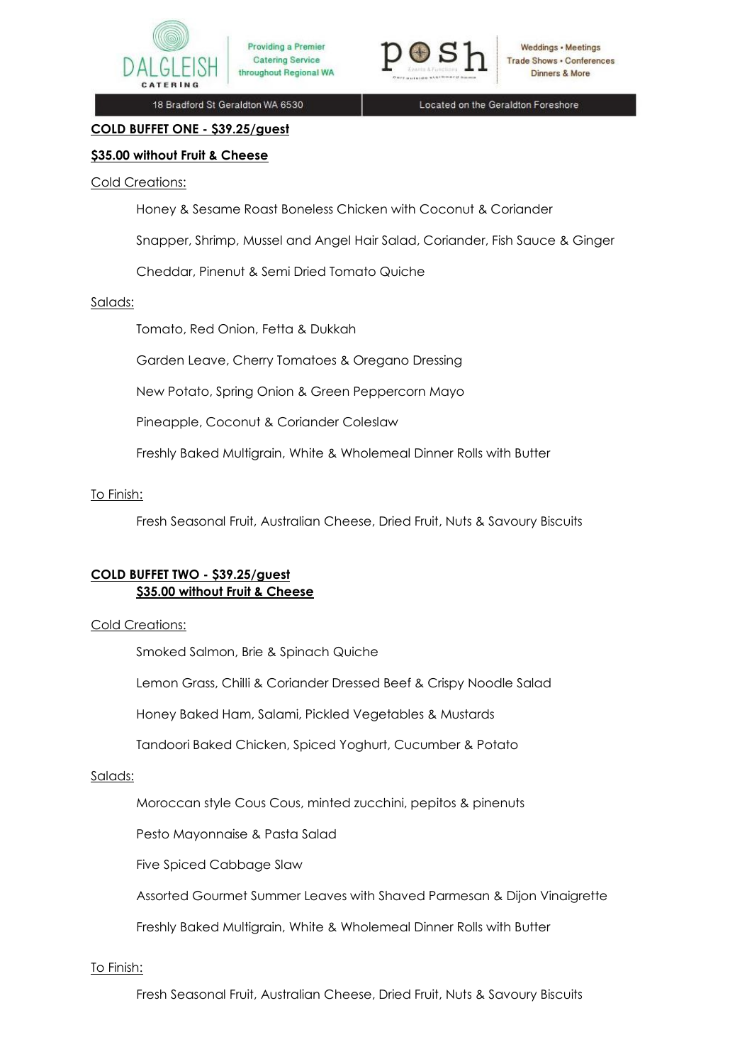**COLD BUFFET ONE - $39.25/guest**

**$35.00 without Fruit & Cheese**

Cold Creations:

Honey & Sesame Roast Boneless Chicken with Coconut & Coriander

Snapper, Shrimp, Mussel and Angel Hair Salad, Coriander, Fish Sauce & Ginger

Cheddar, Pinenut & Semi Dried Tomato Quiche

Salads:

Tomato, Red Onion, Fetta & Dukkah

Garden Leave, Cherry Tomatoes & Oregano Dressing

New Potato, Spring Onion & Green Peppercorn Mayo

Pineapple, Coconut & Coriander Coleslaw

Freshly Baked Multigrain, White & Wholemeal Dinner Rolls with Butter

To Finish:

Fresh Seasonal Fruit, Australian Cheese, Dried Fruit, Nuts & Savoury Biscuits

**COLD BUFFET TWO - $39.25/guest**

**$35.00 without Fruit & Cheese**

Cold Creations:

Smoked Salmon, Brie & Spinach Quiche

Lemon Grass, Chilli & Coriander Dressed Beef & Crispy Noodle Salad

Honey Baked Ham, Salami, Pickled Vegetables & Mustards

Tandoori Baked Chicken, Spiced Yoghurt, Cucumber & Potato

Salads:

Moroccan style Cous Cous, minted zucchini, pepitos & pinenuts

Pesto Mayonnaise & Pasta Salad

Five Spiced Cabbage Slaw

Assorted Gourmet Summer Leaves with Shaved Parmesan & Dijon Vinaigrette

Freshly Baked Multigrain, White & Wholemeal Dinner Rolls with Butter

To Finish:

Fresh Seasonal Fruit, Australian Cheese, Dried Fruit, Nuts & Savoury Biscuits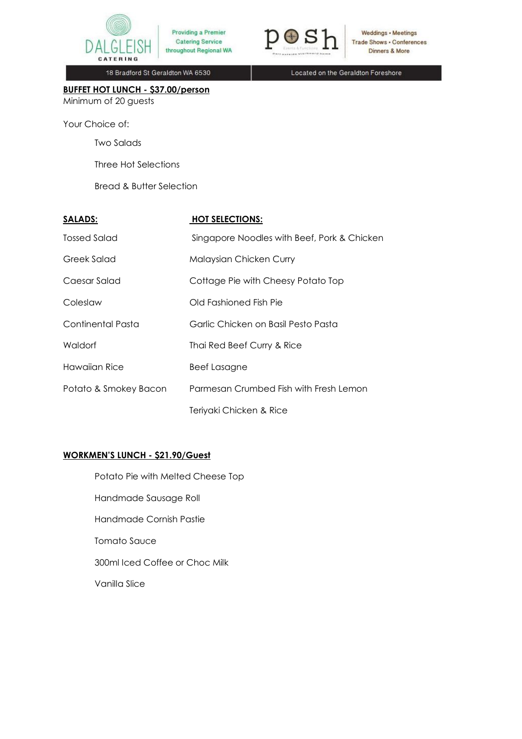## BUFFET HOT LUNCH - $37.00/person

Minimum of 20 guests

Your Choice of:

- Two Salads
- Three Hot Selections
- Bread & Butter Selection

| SALADS: | HOT SELECTIONS: |
|---|---|
| Tossed Salad | Singapore Noodles with Beef, Pork & Chicken |
| Greek Salad | Malaysian Chicken Curry |
| Caesar Salad | Cottage Pie with Cheesy Potato Top |
| Coleslaw | Old Fashioned Fish Pie |
| Continental Pasta | Garlic Chicken on Basil Pesto Pasta |
| Waldorf | Thai Red Beef Curry & Rice |
| Hawaiian Rice | Beef Lasagne |
| Potato & Smokey Bacon | Parmesan Crumbed Fish with Fresh Lemon |
| | Teriyaki Chicken & Rice |

## WORKMEN'S LUNCH - $21.90/Guest

- Potato Pie with Melted Cheese Top
- Handmade Sausage Roll
- Handmade Cornish Pastie
- Tomato Sauce
- 300ml Iced Coffee or Choc Milk
- Vanilla Slice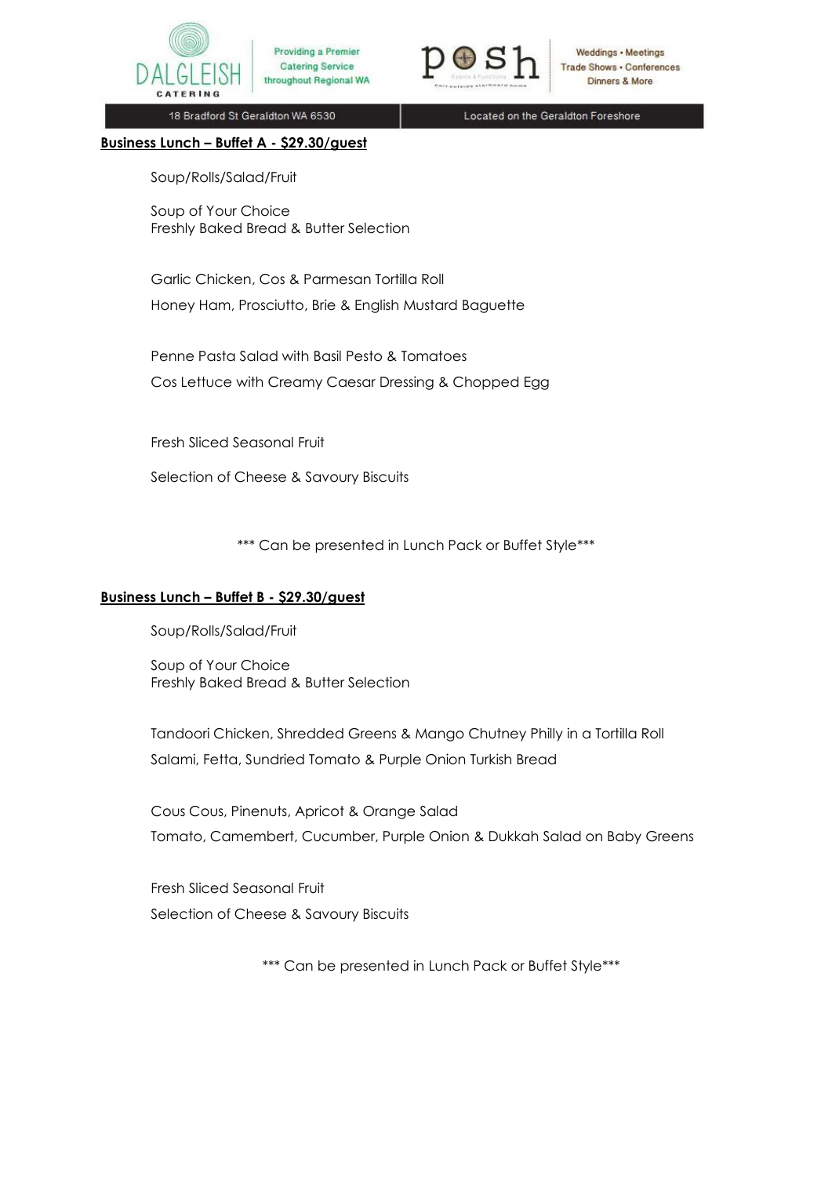**Business Lunch – Buffet A - $29.30/guest**

Soup/Rolls/Salad/Fruit

Soup of Your Choice
Freshly Baked Bread & Butter Selection

Garlic Chicken, Cos & Parmesan Tortilla Roll

Honey Ham, Prosciutto, Brie & English Mustard Baguette

Penne Pasta Salad with Basil Pesto & Tomatoes

Cos Lettuce with Creamy Caesar Dressing & Chopped Egg

Fresh Sliced Seasonal Fruit

Selection of Cheese & Savoury Biscuits

*** Can be presented in Lunch Pack or Buffet Style***

**Business Lunch – Buffet B - $29.30/guest**

Soup/Rolls/Salad/Fruit

Soup of Your Choice
Freshly Baked Bread & Butter Selection

Tandoori Chicken, Shredded Greens & Mango Chutney Philly in a Tortilla Roll

Salami, Fetta, Sundried Tomato & Purple Onion Turkish Bread

Cous Cous, Pinenuts, Apricot & Orange Salad

Tomato, Camembert, Cucumber, Purple Onion & Dukkah Salad on Baby Greens

Fresh Sliced Seasonal Fruit

Selection of Cheese & Savoury Biscuits

*** Can be presented in Lunch Pack or Buffet Style***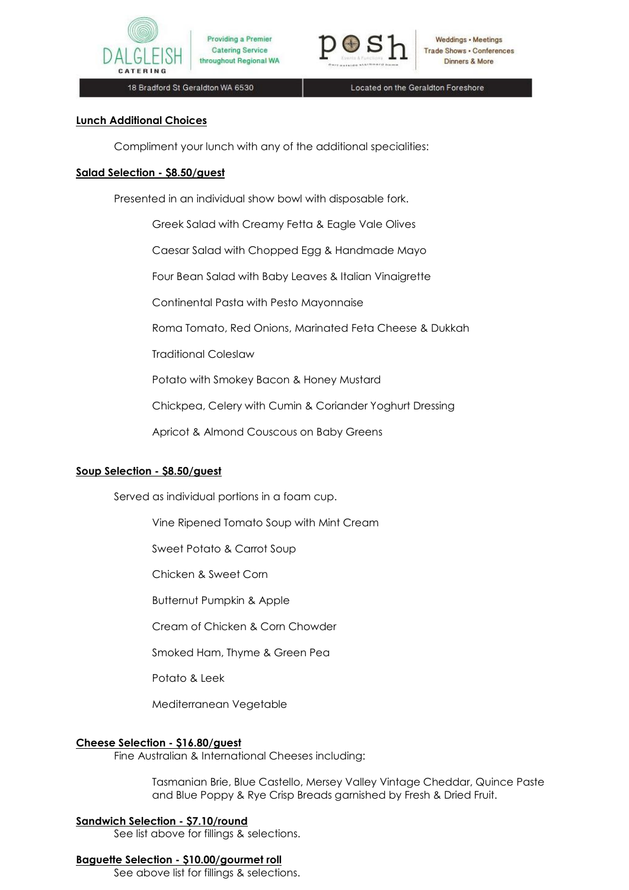## Lunch Additional Choices

Compliment your lunch with any of the additional specialities:

### Salad Selection - $8.50/guest

Presented in an individual show bowl with disposable fork.

- Greek Salad with Creamy Fetta & Eagle Vale Olives
- Caesar Salad with Chopped Egg & Handmade Mayo
- Four Bean Salad with Baby Leaves & Italian Vinaigrette
- Continental Pasta with Pesto Mayonnaise
- Roma Tomato, Red Onions, Marinated Feta Cheese & Dukkah
- Traditional Coleslaw
- Potato with Smokey Bacon & Honey Mustard
- Chickpea, Celery with Cumin & Coriander Yoghurt Dressing
- Apricot & Almond Couscous on Baby Greens

### Soup Selection - $8.50/guest

Served as individual portions in a foam cup.

- Vine Ripened Tomato Soup with Mint Cream
- Sweet Potato & Carrot Soup
- Chicken & Sweet Corn
- Butternut Pumpkin & Apple
- Cream of Chicken & Corn Chowder
- Smoked Ham, Thyme & Green Pea
- Potato & Leek
- Mediterranean Vegetable

### Cheese Selection - $16.80/guest

Fine Australian & International Cheeses including:

Tasmanian Brie, Blue Castello, Mersey Valley Vintage Cheddar, Quince Paste and Blue Poppy & Rye Crisp Breads garnished by Fresh & Dried Fruit.

### Sandwich Selection - $7.10/round

See list above for fillings & selections.

### Baguette Selection - $10.00/gourmet roll

See above list for fillings & selections.